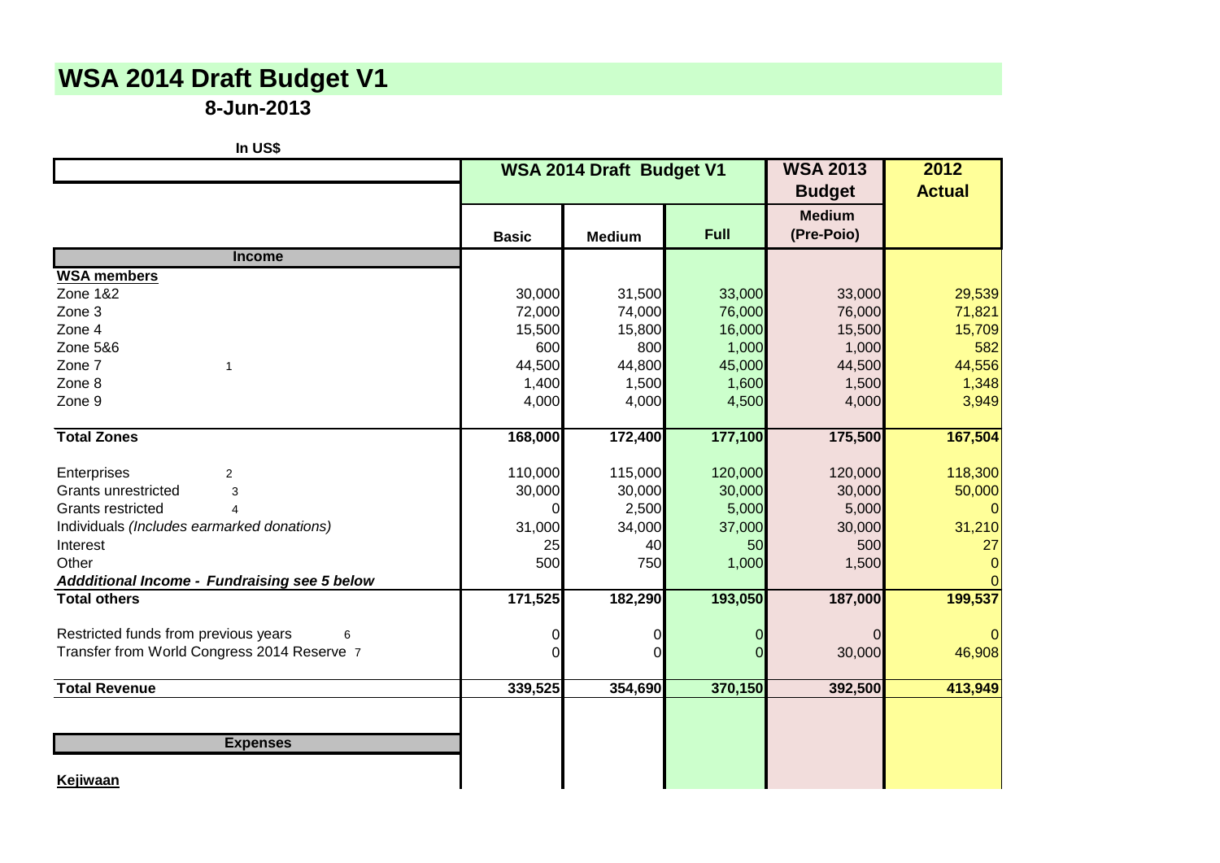# WSA 2014 Draft Budget V1

**8-Jun-2013**

**In US$**

| | | WSA 2014 Draft Budget V1 | | | WSA 2013 Budget | 2012 Actual |
|---|---|---|---|---|---|---|
| | | **Basic** | **Medium** | **Full** | **Medium (Pre-Poio)** | |
| **Income** | | | | | | |
| **WSA members** | | | | | | |
| Zone 1&2 | | 30,000 | 31,500 | 33,000 | 33,000 | 29,539 |
| Zone 3 | | 72,000 | 74,000 | 76,000 | 76,000 | 71,821 |
| Zone 4 | | 15,500 | 15,800 | 16,000 | 15,500 | 15,709 |
| Zone 5&6 | | 600 | 800 | 1,000 | 1,000 | 582 |
| Zone 7 | 1 | 44,500 | 44,800 | 45,000 | 44,500 | 44,556 |
| Zone 8 | | 1,400 | 1,500 | 1,600 | 1,500 | 1,348 |
| Zone 9 | | 4,000 | 4,000 | 4,500 | 4,000 | 3,949 |
| **Total Zones** | | **168,000** | **172,400** | **177,100** | **175,500** | **167,504** |
| Enterprises | 2 | 110,000 | 115,000 | 120,000 | 120,000 | 118,300 |
| Grants unrestricted | 3 | 30,000 | 30,000 | 30,000 | 30,000 | 50,000 |
| Grants restricted | 4 | 0 | 2,500 | 5,000 | 5,000 | 0 |
| Individuals *(Includes earmarked donations)* | | 31,000 | 34,000 | 37,000 | 30,000 | 31,210 |
| Interest | | 25 | 40 | 50 | 500 | 27 |
| Other | | 500 | 750 | 1,000 | 1,500 | 0 |
| ***Addditional Income - Fundraising see 5 below*** | | | | | | 0 |
| **Total others** | | **171,525** | **182,290** | **193,050** | **187,000** | **199,537** |
| Restricted funds from previous years | 6 | 0 | 0 | 0 | 0 | 0 |
| Transfer from World Congress 2014 Reserve | 7 | 0 | 0 | 0 | 30,000 | 46,908 |
| **Total Revenue** | | **339,525** | **354,690** | **370,150** | **392,500** | **413,949** |
| **Expenses** | | | | | | |
| **Kejiwaan** | | | | | | |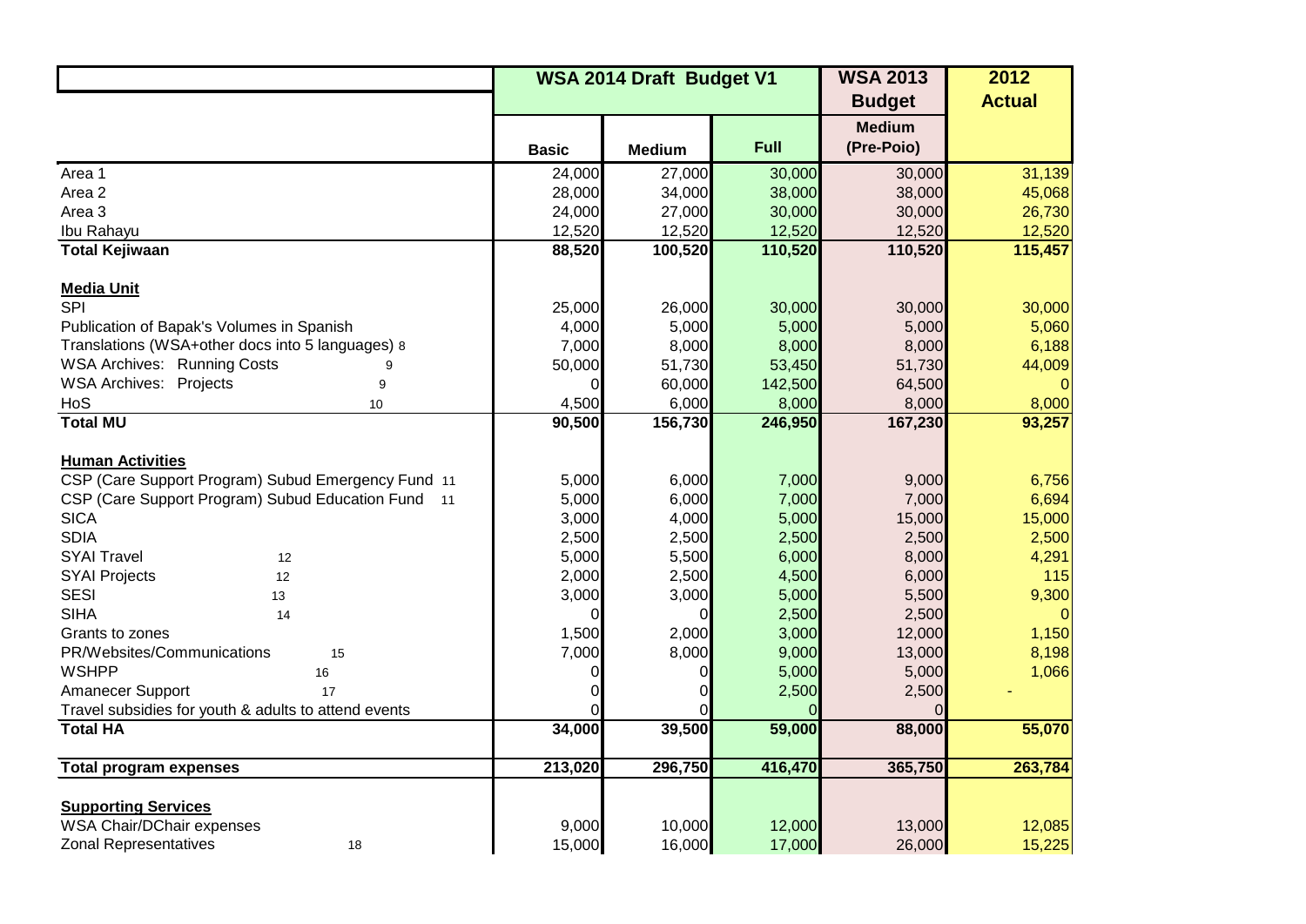| | WSA 2014 Draft Budget V1 | | | WSA 2013 Budget | 2012 Actual |
|---|---|---|---|---|---|
| | Basic | Medium | Full | Medium (Pre-Poio) | |
| Area 1 | 24,000 | 27,000 | 30,000 | 30,000 | 31,139 |
| Area 2 | 28,000 | 34,000 | 38,000 | 38,000 | 45,068 |
| Area 3 | 24,000 | 27,000 | 30,000 | 30,000 | 26,730 |
| Ibu Rahayu | 12,520 | 12,520 | 12,520 | 12,520 | 12,520 |
| **Total Kejiwaan** | **88,520** | **100,520** | **110,520** | **110,520** | **115,457** |
| **Media Unit** | | | | | |
| SPI | 25,000 | 26,000 | 30,000 | 30,000 | 30,000 |
| Publication of Bapak's Volumes in Spanish | 4,000 | 5,000 | 5,000 | 5,000 | 5,060 |
| Translations (WSA+other docs into 5 languages) 8 | 7,000 | 8,000 | 8,000 | 8,000 | 6,188 |
| WSA Archives: Running Costs 9 | 50,000 | 51,730 | 53,450 | 51,730 | 44,009 |
| WSA Archives: Projects 9 | 0 | 60,000 | 142,500 | 64,500 | 0 |
| HoS 10 | 4,500 | 6,000 | 8,000 | 8,000 | 8,000 |
| **Total MU** | **90,500** | **156,730** | **246,950** | **167,230** | **93,257** |
| **Human Activities** | | | | | |
| CSP (Care Support Program) Subud Emergency Fund 11 | 5,000 | 6,000 | 7,000 | 9,000 | 6,756 |
| CSP (Care Support Program) Subud Education Fund 11 | 5,000 | 6,000 | 7,000 | 7,000 | 6,694 |
| SICA | 3,000 | 4,000 | 5,000 | 15,000 | 15,000 |
| SDIA | 2,500 | 2,500 | 2,500 | 2,500 | 2,500 |
| SYAI Travel 12 | 5,000 | 5,500 | 6,000 | 8,000 | 4,291 |
| SYAI Projects 12 | 2,000 | 2,500 | 4,500 | 6,000 | 115 |
| SESI 13 | 3,000 | 3,000 | 5,000 | 5,500 | 9,300 |
| SIHA 14 | 0 | 0 | 2,500 | 2,500 | 0 |
| Grants to zones | 1,500 | 2,000 | 3,000 | 12,000 | 1,150 |
| PR/Websites/Communications 15 | 7,000 | 8,000 | 9,000 | 13,000 | 8,198 |
| WSHPP 16 | 0 | 0 | 5,000 | 5,000 | 1,066 |
| Amanecer Support 17 | 0 | 0 | 2,500 | 2,500 | - |
| Travel subsidies for youth & adults to attend events | 0 | 0 | 0 | 0 | |
| **Total HA** | **34,000** | **39,500** | **59,000** | **88,000** | **55,070** |
| **Total program expenses** | **213,020** | **296,750** | **416,470** | **365,750** | **263,784** |
| **Supporting Services** | | | | | |
| WSA Chair/DChair expenses | 9,000 | 10,000 | 12,000 | 13,000 | 12,085 |
| Zonal Representatives 18 | 15,000 | 16,000 | 17,000 | 26,000 | 15,225 |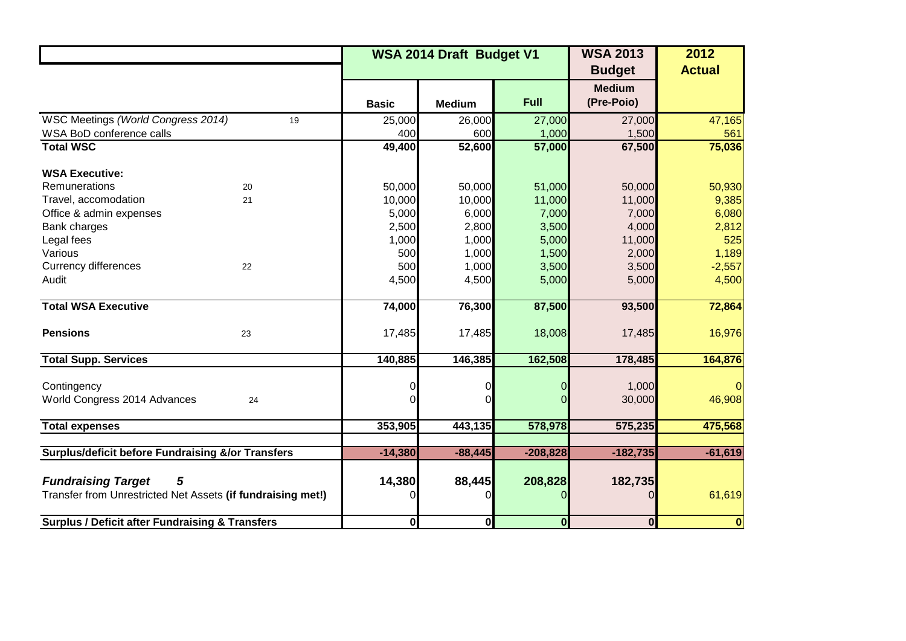| | | WSA 2014 Draft Budget V1 | | | WSA 2013 Budget | 2012 Actual |
|---|---|---|---|---|---|---|
| | | Basic | Medium | Full | Medium (Pre-Poio) | |
| WSC Meetings *(World Congress 2014)* | 19 | 25,000 | 26,000 | 27,000 | 27,000 | 47,165 |
| WSA BoD conference calls | | 400 | 600 | 1,000 | 1,500 | 561 |
| **Total WSC** | | **49,400** | **52,600** | **57,000** | **67,500** | **75,036** |
| | | | | | | |
| **WSA Executive:** | | | | | | |
| Remunerations | 20 | 50,000 | 50,000 | 51,000 | 50,000 | 50,930 |
| Travel, accomodation | 21 | 10,000 | 10,000 | 11,000 | 11,000 | 9,385 |
| Office & admin expenses | | 5,000 | 6,000 | 7,000 | 7,000 | 6,080 |
| Bank charges | | 2,500 | 2,800 | 3,500 | 4,000 | 2,812 |
| Legal fees | | 1,000 | 1,000 | 5,000 | 11,000 | 525 |
| Various | | 500 | 1,000 | 1,500 | 2,000 | 1,189 |
| Currency differences | 22 | 500 | 1,000 | 3,500 | 3,500 | -2,557 |
| Audit | | 4,500 | 4,500 | 5,000 | 5,000 | 4,500 |
| | | | | | | |
| **Total WSA Executive** | | **74,000** | **76,300** | **87,500** | **93,500** | **72,864** |
| | | | | | | |
| **Pensions** | 23 | 17,485 | 17,485 | 18,008 | 17,485 | 16,976 |
| | | | | | | |
| **Total Supp. Services** | | **140,885** | **146,385** | **162,508** | **178,485** | **164,876** |
| | | | | | | |
| Contingency | | 0 | 0 | 0 | 1,000 | 0 |
| World Congress 2014 Advances | 24 | 0 | 0 | 0 | 30,000 | 46,908 |
| | | | | | | |
| **Total expenses** | | **353,905** | **443,135** | **578,978** | **575,235** | **475,568** |
| | | | | | | |
| **Surplus/deficit before Fundraising &/or Transfers** | | **-14,380** | **-88,445** | **-208,828** | **-182,735** | **-61,619** |
| | | | | | | |
| ***Fundraising Target*** | ***5*** | **14,380** | **88,445** | **208,828** | **182,735** | |
| Transfer from Unrestricted Net Assets **(if fundraising met!)** | | 0 | 0 | 0 | 0 | 61,619 |
| | | | | | | |
| **Surplus / Deficit after Fundraising & Transfers** | | **0** | **0** | **0** | **0** | **0** |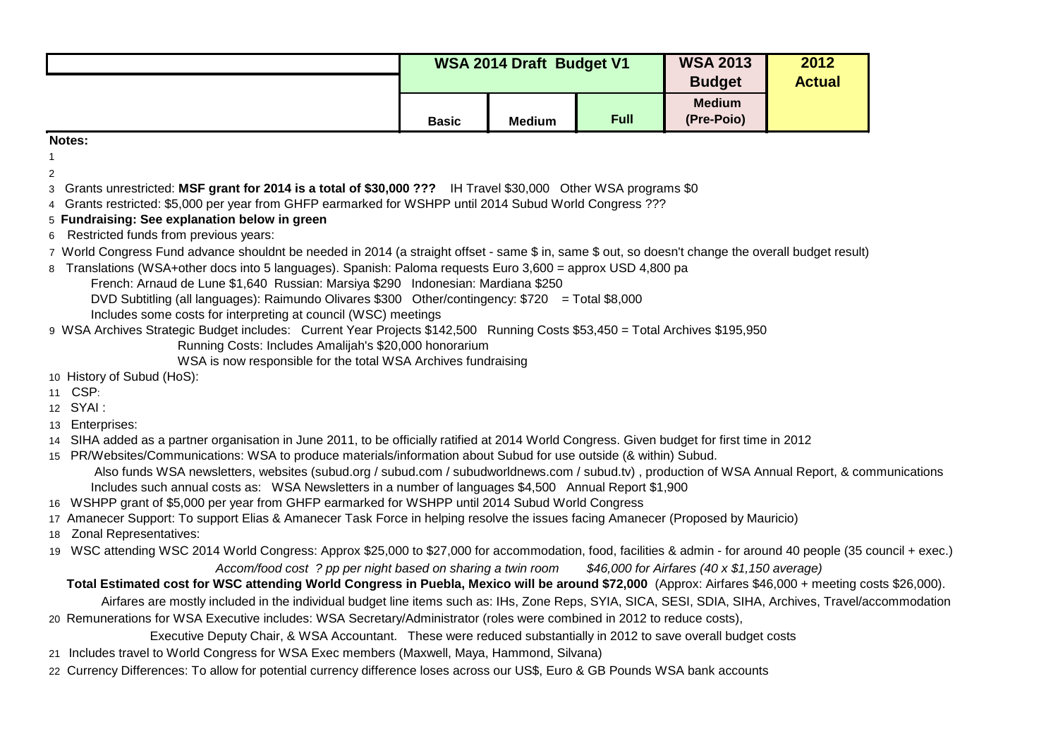| | WSA 2014 Draft Budget V1 | | | WSA 2013 Budget | 2012 Actual |
|---|---|---|---|---|---|
| | Basic | Medium | Full | Medium (Pre-Poio) | |

**Notes:**

1

2

3 Grants unrestricted: **MSF grant for 2014 is a total of $30,000 ???** IH Travel $30,000 Other WSA programs $0

4 Grants restricted: $5,000 per year from GHFP earmarked for WSHPP until 2014 Subud World Congress ???

5 **Fundraising: See explanation below in green**

6 Restricted funds from previous years:

7 World Congress Fund advance shouldnt be needed in 2014 (a straight offset - same $ in, same $ out, so doesn't change the overall budget result)

8 Translations (WSA+other docs into 5 languages). Spanish: Paloma requests Euro 3,600 = approx USD 4,800 pa
French: Arnaud de Lune $1,640 Russian: Marsiya $290 Indonesian: Mardiana $250
DVD Subtitling (all languages): Raimundo Olivares $300 Other/contingency: $720 = Total $8,000
Includes some costs for interpreting at council (WSC) meetings

9 WSA Archives Strategic Budget includes: Current Year Projects $142,500 Running Costs $53,450 = Total Archives $195,950
Running Costs: Includes Amalijah's $20,000 honorarium
WSA is now responsible for the total WSA Archives fundraising

10 History of Subud (HoS):

11 CSP:

12 SYAI :

13 Enterprises:

14 SIHA added as a partner organisation in June 2011, to be officially ratified at 2014 World Congress. Given budget for first time in 2012

15 PR/Websites/Communications: WSA to produce materials/information about Subud for use outside (& within) Subud.
Also funds WSA newsletters, websites (subud.org / subud.com / subudworldnews.com / subud.tv) , production of WSA Annual Report, & communications
Includes such annual costs as: WSA Newsletters in a number of languages $4,500 Annual Report $1,900

16 WSHPP grant of $5,000 per year from GHFP earmarked for WSHPP until 2014 Subud World Congress

17 Amanecer Support: To support Elias & Amanecer Task Force in helping resolve the issues facing Amanecer (Proposed by Mauricio)

18 Zonal Representatives:

19 WSC attending WSC 2014 World Congress: Approx $25,000 to $27,000 for accommodation, food, facilities & admin - for around 40 people (35 council + exec.)
*Accom/food cost ? pp per night based on sharing a twin room* *$46,000 for Airfares (40 x $1,150 average)*
**Total Estimated cost for WSC attending World Congress in Puebla, Mexico will be around $72,000** (Approx: Airfares $46,000 + meeting costs $26,000).
Airfares are mostly included in the individual budget line items such as: IHs, Zone Reps, SYIA, SICA, SESI, SDIA, SIHA, Archives, Travel/accommodation

20 Remunerations for WSA Executive includes: WSA Secretary/Administrator (roles were combined in 2012 to reduce costs),
Executive Deputy Chair, & WSA Accountant. These were reduced substantially in 2012 to save overall budget costs

21 Includes travel to World Congress for WSA Exec members (Maxwell, Maya, Hammond, Silvana)

22 Currency Differences: To allow for potential currency difference loses across our US$, Euro & GB Pounds WSA bank accounts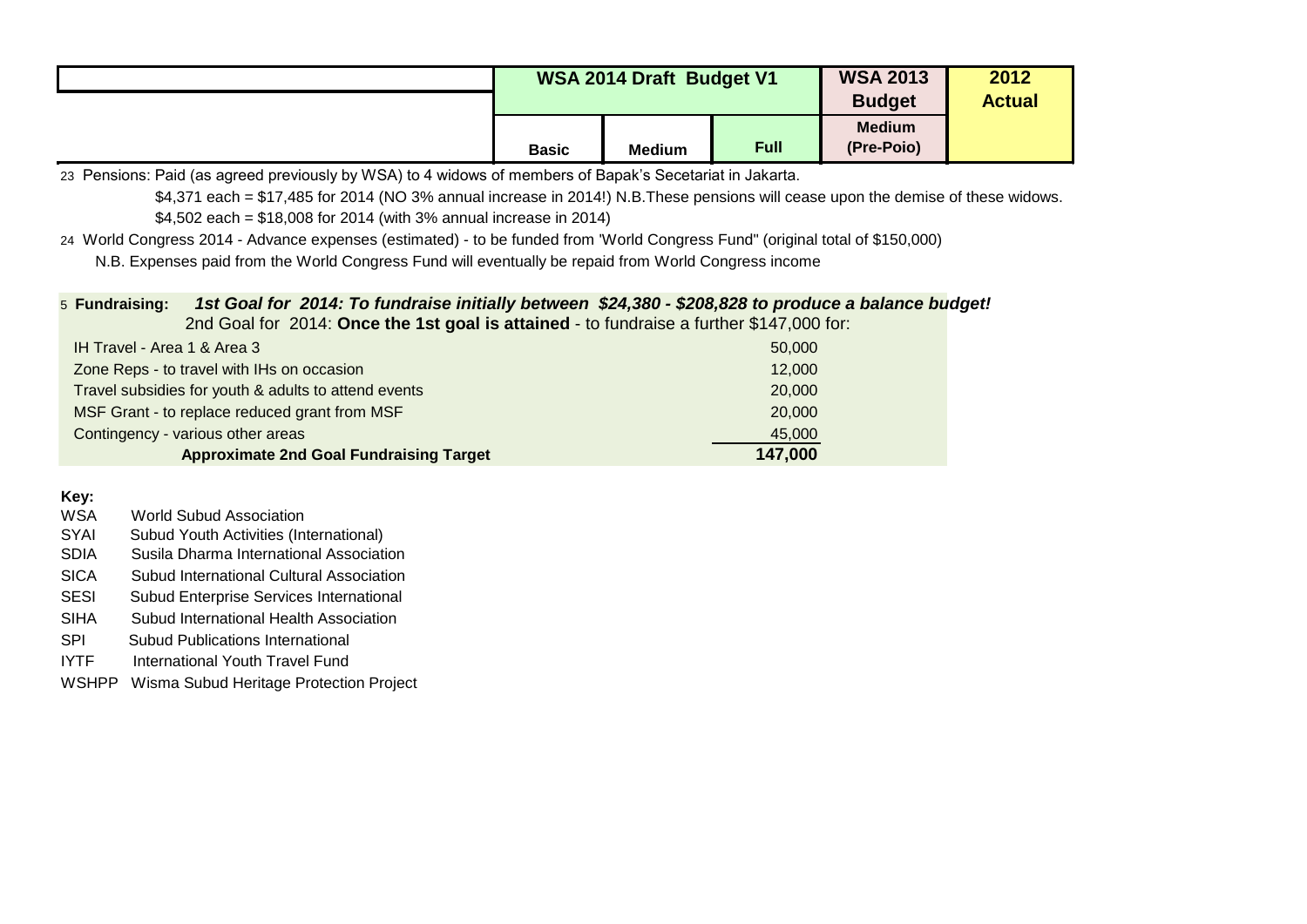| | WSA 2014 Draft Budget V1 | | | WSA 2013 Budget | 2012 Actual |
|---|---|---|---|---|---|
| | Basic | Medium | Full | Medium (Pre-Poio) | |

23 Pensions: Paid (as agreed previously by WSA) to 4 widows of members of Bapak's Secetariat in Jakarta.

$4,371 each = $17,485 for 2014 (NO 3% annual increase in 2014!) N.B.These pensions will cease upon the demise of these widows.

$4,502 each = $18,008 for 2014 (with 3% annual increase in 2014)

24 World Congress 2014 - Advance expenses (estimated) - to be funded from 'World Congress Fund" (original total of $150,000)

N.B. Expenses paid from the World Congress Fund will eventually be repaid from World Congress income

5 **Fundraising:** ***1st Goal for 2014: To fundraise initially between $24,380 - $208,828 to produce a balance budget!***

2nd Goal for 2014: **Once the 1st goal is attained** - to fundraise a further $147,000 for:

| | |
|---|---|
| IH Travel - Area 1 & Area 3 | 50,000 |
| Zone Reps - to travel with IHs on occasion | 12,000 |
| Travel subsidies for youth & adults to attend events | 20,000 |
| MSF Grant - to replace reduced grant from MSF | 20,000 |
| Contingency - various other areas | 45,000 |
| **Approximate 2nd Goal Fundraising Target** | **147,000** |

**Key:**

- WSA World Subud Association
- SYAI Subud Youth Activities (International)
- SDIA Susila Dharma International Association
- SICA Subud International Cultural Association
- SESI Subud Enterprise Services International
- SIHA Subud International Health Association
- SPI Subud Publications International
- IYTF International Youth Travel Fund
- WSHPP Wisma Subud Heritage Protection Project